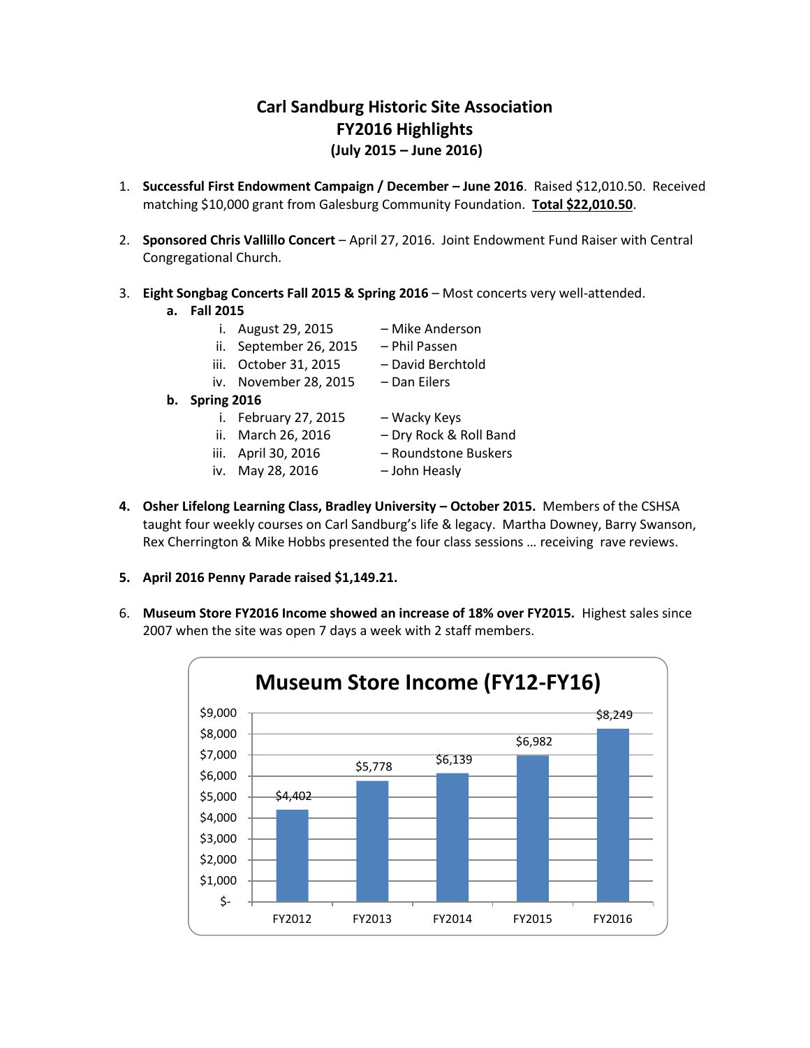# Carl Sandburg Historic Site Association
# FY2016 Highlights
## (July 2015 – June 2016)

1. **Successful First Endowment Campaign / December – June 2016**. Raised $12,010.50. Received matching $10,000 grant from Galesburg Community Foundation. **Total $22,010.50**.

2. **Sponsored Chris Vallillo Concert** – April 27, 2016. Joint Endowment Fund Raiser with Central Congregational Church.

3. **Eight Songbag Concerts Fall 2015 & Spring 2016** – Most concerts very well-attended.
   - **a. Fall 2015**
     - i. August 29, 2015 – Mike Anderson
     - ii. September 26, 2015 – Phil Passen
     - iii. October 31, 2015 – David Berchtold
     - iv. November 28, 2015 – Dan Eilers
   - **b. Spring 2016**
     - i. February 27, 2015 – Wacky Keys
     - ii. March 26, 2016 – Dry Rock & Roll Band
     - iii. April 30, 2016 – Roundstone Buskers
     - iv. May 28, 2016 – John Heasly

4. **Osher Lifelong Learning Class, Bradley University – October 2015.** Members of the CSHSA taught four weekly courses on Carl Sandburg's life & legacy. Martha Downey, Barry Swanson, Rex Cherrington & Mike Hobbs presented the four class sessions … receiving rave reviews.

5. **April 2016 Penny Parade raised $1,149.21.**

6. **Museum Store FY2016 Income showed an increase of 18% over FY2015.** Highest sales since 2007 when the site was open 7 days a week with 2 staff members.

**Museum Store Income (FY12-FY16)**

| Fiscal Year | Income |
|---|---|
| FY2012 | $4,402 |
| FY2013 | $5,778 |
| FY2014 | $6,139 |
| FY2015 | $6,982 |
| FY2016 | $8,249 |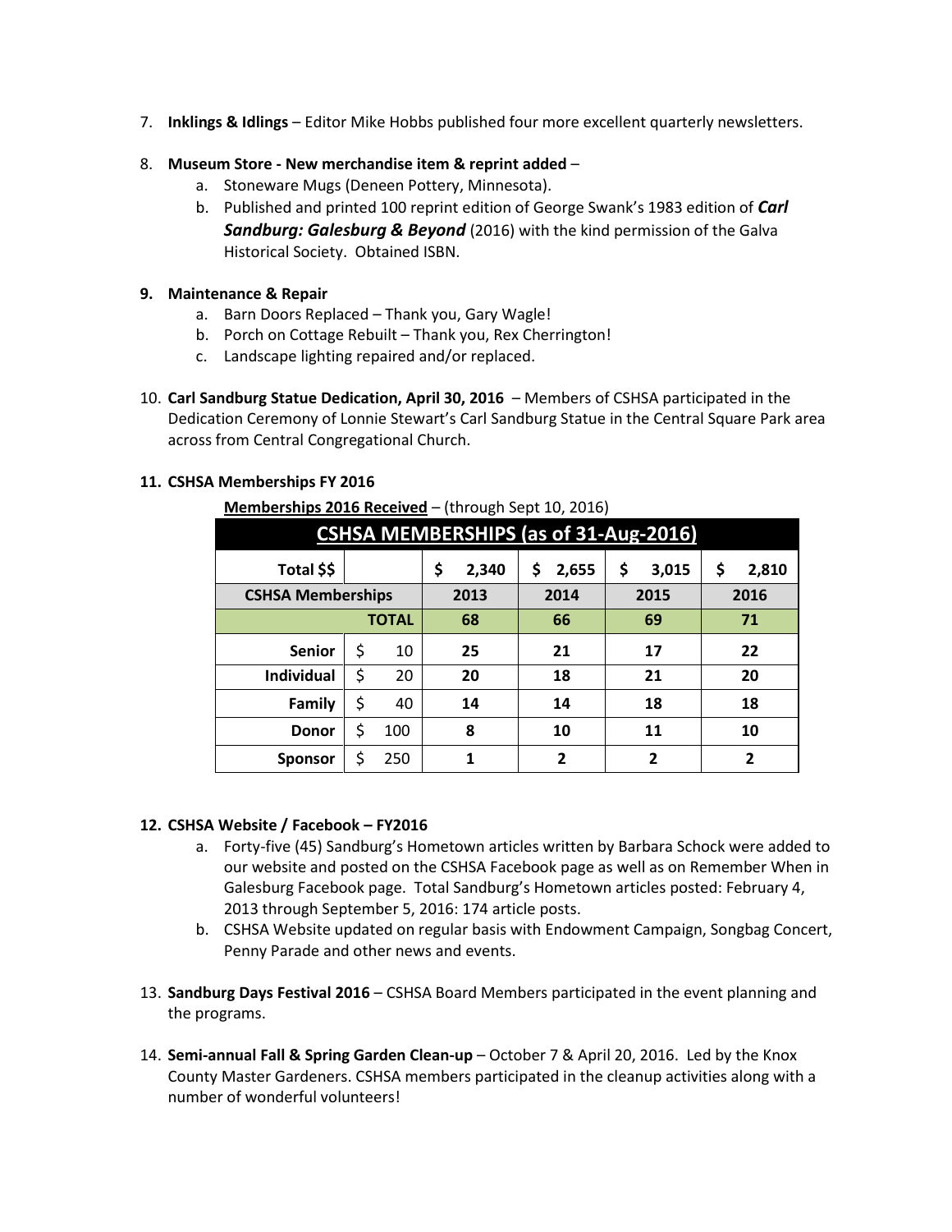7. **Inklings & Idlings** – Editor Mike Hobbs published four more excellent quarterly newsletters.

8. **Museum Store - New merchandise item & reprint added** –
   a. Stoneware Mugs (Deneen Pottery, Minnesota).
   b. Published and printed 100 reprint edition of George Swank's 1983 edition of ***Carl Sandburg: Galesburg & Beyond*** (2016) with the kind permission of the Galva Historical Society. Obtained ISBN.

9. **Maintenance & Repair**
   a. Barn Doors Replaced – Thank you, Gary Wagle!
   b. Porch on Cottage Rebuilt – Thank you, Rex Cherrington!
   c. Landscape lighting repaired and/or replaced.

10. **Carl Sandburg Statue Dedication, April 30, 2016** – Members of CSHSA participated in the Dedication Ceremony of Lonnie Stewart's Carl Sandburg Statue in the Central Square Park area across from Central Congregational Church.

11. **CSHSA Memberships FY 2016**

<u>**Memberships 2016 Received**</u> – (through Sept 10, 2016)

| CSHSA MEMBERSHIPS (as of 31-Aug-2016) | | | | | |
|---|---|---|---|---|---|
| **Total $$** | | **$ 2,340** | **$ 2,655** | **$ 3,015** | **$ 2,810** |
| **CSHSA Memberships** | | **2013** | **2014** | **2015** | **2016** |
| | **TOTAL** | **68** | **66** | **69** | **71** |
| **Senior** | $ 10 | **25** | **21** | **17** | **22** |
| **Individual** | $ 20 | **20** | **18** | **21** | **20** |
| **Family** | $ 40 | **14** | **14** | **18** | **18** |
| **Donor** | $ 100 | **8** | **10** | **11** | **10** |
| **Sponsor** | $ 250 | **1** | **2** | **2** | **2** |

12. **CSHSA Website / Facebook – FY2016**
   a. Forty-five (45) Sandburg's Hometown articles written by Barbara Schock were added to our website and posted on the CSHSA Facebook page as well as on Remember When in Galesburg Facebook page. Total Sandburg's Hometown articles posted: February 4, 2013 through September 5, 2016: 174 article posts.
   b. CSHSA Website updated on regular basis with Endowment Campaign, Songbag Concert, Penny Parade and other news and events.

13. **Sandburg Days Festival 2016** – CSHSA Board Members participated in the event planning and the programs.

14. **Semi-annual Fall & Spring Garden Clean-up** – October 7 & April 20, 2016. Led by the Knox County Master Gardeners. CSHSA members participated in the cleanup activities along with a number of wonderful volunteers!